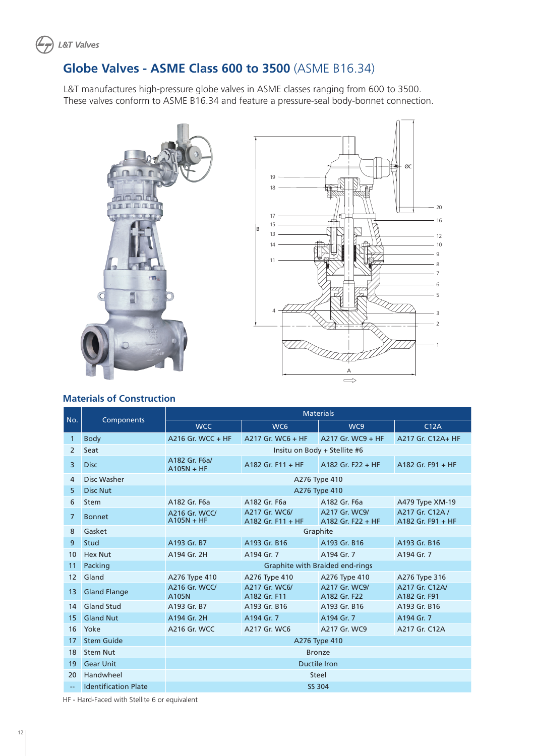# Globe Valves - ASME Class 600 to 3500 (ASME B16.34)

L&T manufactures high-pressure globe valves in ASME classes ranging from 600 to 3500. These valves conform to ASME B16.34 and feature a pressure-seal body-bonnet connection.

## Materials of Construction

| No. | Components | Materials | | | |
|---|---|---|---|---|---|
| | | WCC | WC6 | WC9 | C12A |
| 1 | Body | A216 Gr. WCC + HF | A217 Gr. WC6 + HF | A217 Gr. WC9 + HF | A217 Gr. C12A+ HF |
| 2 | Seat | Insitu on Body + Stellite #6 | | | |
| 3 | Disc | A182 Gr. F6a/ A105N + HF | A182 Gr. F11 + HF | A182 Gr. F22 + HF | A182 Gr. F91 + HF |
| 4 | Disc Washer | A276 Type 410 | | | |
| 5 | Disc Nut | A276 Type 410 | | | |
| 6 | Stem | A182 Gr. F6a | A182 Gr. F6a | A182 Gr. F6a | A479 Type XM-19 |
| 7 | Bonnet | A216 Gr. WCC/ A105N + HF | A217 Gr. WC6/ A182 Gr. F11 + HF | A217 Gr. WC9/ A182 Gr. F22 + HF | A217 Gr. C12A / A182 Gr. F91 + HF |
| 8 | Gasket | Graphite | | | |
| 9 | Stud | A193 Gr. B7 | A193 Gr. B16 | A193 Gr. B16 | A193 Gr. B16 |
| 10 | Hex Nut | A194 Gr. 2H | A194 Gr. 7 | A194 Gr. 7 | A194 Gr. 7 |
| 11 | Packing | Graphite with Braided end-rings | | | |
| 12 | Gland | A276 Type 410 | A276 Type 410 | A276 Type 410 | A276 Type 316 |
| 13 | Gland Flange | A216 Gr. WCC/ A105N | A217 Gr. WC6/ A182 Gr. F11 | A217 Gr. WC9/ A182 Gr. F22 | A217 Gr. C12A/ A182 Gr. F91 |
| 14 | Gland Stud | A193 Gr. B7 | A193 Gr. B16 | A193 Gr. B16 | A193 Gr. B16 |
| 15 | Gland Nut | A194 Gr. 2H | A194 Gr. 7 | A194 Gr. 7 | A194 Gr. 7 |
| 16 | Yoke | A216 Gr. WCC | A217 Gr. WC6 | A217 Gr. WC9 | A217 Gr. C12A |
| 17 | Stem Guide | A276 Type 410 | | | |
| 18 | Stem Nut | Bronze | | | |
| 19 | Gear Unit | Ductile Iron | | | |
| 20 | Handwheel | Steel | | | |
| -- | Identification Plate | SS 304 | | | |

HF - Hard-Faced with Stellite 6 or equivalent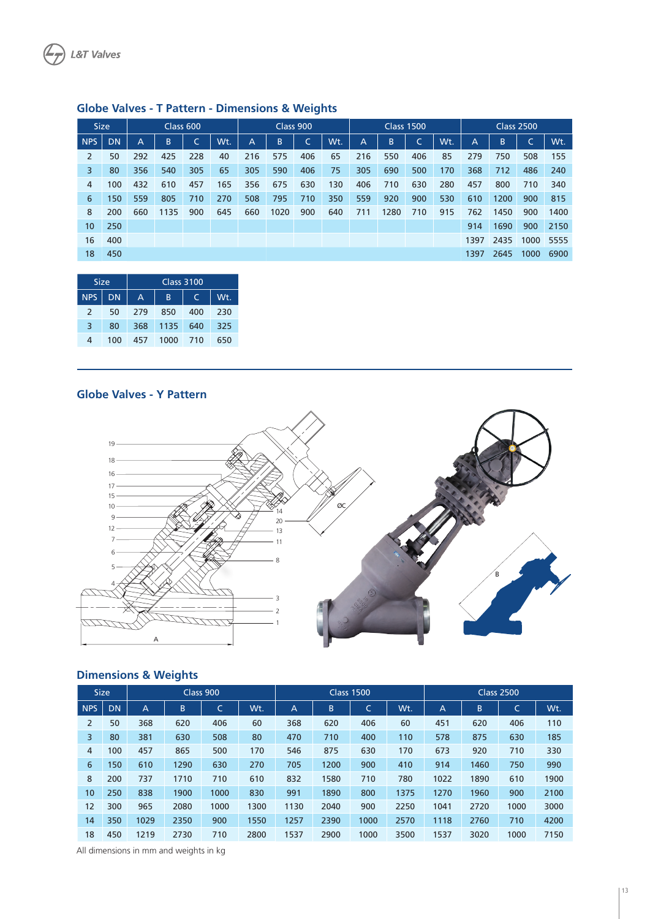## Globe Valves - T Pattern - Dimensions & Weights

| Size | | Class 600 | | | | Class 900 | | | | Class 1500 | | | | Class 2500 | | | |
|---|---|---|---|---|---|---|---|---|---|---|---|---|---|---|---|---|---|
| NPS | DN | A | B | C | Wt. | A | B | C | Wt. | A | B | C | Wt. | A | B | C | Wt. |
| 2 | 50 | 292 | 425 | 228 | 40 | 216 | 575 | 406 | 65 | 216 | 550 | 406 | 85 | 279 | 750 | 508 | 155 |
| 3 | 80 | 356 | 540 | 305 | 65 | 305 | 590 | 406 | 75 | 305 | 690 | 500 | 170 | 368 | 712 | 486 | 240 |
| 4 | 100 | 432 | 610 | 457 | 165 | 356 | 675 | 630 | 130 | 406 | 710 | 630 | 280 | 457 | 800 | 710 | 340 |
| 6 | 150 | 559 | 805 | 710 | 270 | 508 | 795 | 710 | 350 | 559 | 920 | 900 | 530 | 610 | 1200 | 900 | 815 |
| 8 | 200 | 660 | 1135 | 900 | 645 | 660 | 1020 | 900 | 640 | 711 | 1280 | 710 | 915 | 762 | 1450 | 900 | 1400 |
| 10 | 250 | | | | | | | | | | | | | 914 | 1690 | 900 | 2150 |
| 16 | 400 | | | | | | | | | | | | | 1397 | 2435 | 1000 | 5555 |
| 18 | 450 | | | | | | | | | | | | | 1397 | 2645 | 1000 | 6900 |

| Size | | Class 3100 | | | |
|---|---|---|---|---|---|
| NPS | DN | A | B | C | Wt. |
| 2 | 50 | 279 | 850 | 400 | 230 |
| 3 | 80 | 368 | 1135 | 640 | 325 |
| 4 | 100 | 457 | 1000 | 710 | 650 |

## Globe Valves - Y Pattern

### Dimensions & Weights

| Size | | Class 900 | | | | Class 1500 | | | | Class 2500 | | | |
|---|---|---|---|---|---|---|---|---|---|---|---|---|---|
| NPS | DN | A | B | C | Wt. | A | B | C | Wt. | A | B | C | Wt. |
| 2 | 50 | 368 | 620 | 406 | 60 | 368 | 620 | 406 | 60 | 451 | 620 | 406 | 110 |
| 3 | 80 | 381 | 630 | 508 | 80 | 470 | 710 | 400 | 110 | 578 | 875 | 630 | 185 |
| 4 | 100 | 457 | 865 | 500 | 170 | 546 | 875 | 630 | 170 | 673 | 920 | 710 | 330 |
| 6 | 150 | 610 | 1290 | 630 | 270 | 705 | 1200 | 900 | 410 | 914 | 1460 | 750 | 990 |
| 8 | 200 | 737 | 1710 | 710 | 610 | 832 | 1580 | 710 | 780 | 1022 | 1890 | 610 | 1900 |
| 10 | 250 | 838 | 1900 | 1000 | 830 | 991 | 1890 | 800 | 1375 | 1270 | 1960 | 900 | 2100 |
| 12 | 300 | 965 | 2080 | 1000 | 1300 | 1130 | 2040 | 900 | 2250 | 1041 | 2720 | 1000 | 3000 |
| 14 | 350 | 1029 | 2350 | 900 | 1550 | 1257 | 2390 | 1000 | 2570 | 1118 | 2760 | 710 | 4200 |
| 18 | 450 | 1219 | 2730 | 710 | 2800 | 1537 | 2900 | 1000 | 3500 | 1537 | 3020 | 1000 | 7150 |

All dimensions in mm and weights in kg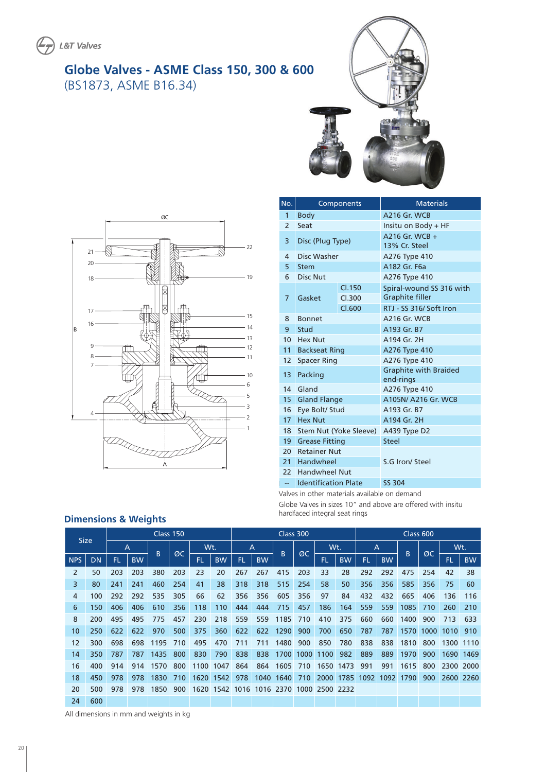L&T Valves

# Globe Valves - ASME Class 150, 300 & 600

(BS1873, ASME B16.34)

| No. | Components | | Materials |
|---|---|---|---|
| 1 | Body | | A216 Gr. WCB |
| 2 | Seat | | Insitu on Body + HF |
| 3 | Disc (Plug Type) | | A216 Gr. WCB + 13% Cr. Steel |
| 4 | Disc Washer | | A276 Type 410 |
| 5 | Stem | | A182 Gr. F6a |
| 6 | Disc Nut | | A276 Type 410 |
| 7 | Gasket | Cl.150 | Spiral-wound SS 316 with Graphite filler |
| | | Cl.300 | |
| | | Cl.600 | RTJ - SS 316/ Soft Iron |
| 8 | Bonnet | | A216 Gr. WCB |
| 9 | Stud | | A193 Gr. B7 |
| 10 | Hex Nut | | A194 Gr. 2H |
| 11 | Backseat Ring | | A276 Type 410 |
| 12 | Spacer Ring | | A276 Type 410 |
| 13 | Packing | | Graphite with Braided end-rings |
| 14 | Gland | | A276 Type 410 |
| 15 | Gland Flange | | A105N/ A216 Gr. WCB |
| 16 | Eye Bolt/ Stud | | A193 Gr. B7 |
| 17 | Hex Nut | | A194 Gr. 2H |
| 18 | Stem Nut (Yoke Sleeve) | | A439 Type D2 |
| 19 | Grease Fitting | | Steel |
| 20 | Retainer Nut | | S.G Iron/ Steel |
| 21 | Handwheel | | |
| 22 | Handwheel Nut | | |
| -- | Identification Plate | | SS 304 |

Valves in other materials available on demand

Globe Valves in sizes 10" and above are offered with insitu hardfaced integral seat rings

## Dimensions & Weights

| Size | | Class 150 | | | | | | Class 300 | | | | | | Class 600 | | | | | |
|---|---|---|---|---|---|---|---|---|---|---|---|---|---|---|---|---|---|---|---|
| | | A | | B | ØC | Wt. | | A | | B | ØC | Wt. | | A | | B | ØC | Wt. | |
| NPS | DN | FL | BW | | | FL | BW | FL | BW | | | FL | BW | FL | BW | | | FL | BW |
| 2 | 50 | 203 | 203 | 380 | 203 | 23 | 20 | 267 | 267 | 415 | 203 | 33 | 28 | 292 | 292 | 475 | 254 | 42 | 38 |
| 3 | 80 | 241 | 241 | 460 | 254 | 41 | 38 | 318 | 318 | 515 | 254 | 58 | 50 | 356 | 356 | 585 | 356 | 75 | 60 |
| 4 | 100 | 292 | 292 | 535 | 305 | 66 | 62 | 356 | 356 | 605 | 356 | 97 | 84 | 432 | 432 | 665 | 406 | 136 | 116 |
| 6 | 150 | 406 | 406 | 610 | 356 | 118 | 110 | 444 | 444 | 715 | 457 | 186 | 164 | 559 | 559 | 1085 | 710 | 260 | 210 |
| 8 | 200 | 495 | 495 | 775 | 457 | 230 | 218 | 559 | 559 | 1185 | 710 | 410 | 375 | 660 | 660 | 1400 | 900 | 713 | 633 |
| 10 | 250 | 622 | 622 | 970 | 500 | 375 | 360 | 622 | 622 | 1290 | 900 | 700 | 650 | 787 | 787 | 1570 | 1000 | 1010 | 910 |
| 12 | 300 | 698 | 698 | 1195 | 710 | 495 | 470 | 711 | 711 | 1480 | 900 | 850 | 780 | 838 | 838 | 1810 | 800 | 1300 | 1110 |
| 14 | 350 | 787 | 787 | 1435 | 800 | 830 | 790 | 838 | 838 | 1700 | 1000 | 1100 | 982 | 889 | 889 | 1970 | 900 | 1690 | 1469 |
| 16 | 400 | 914 | 914 | 1570 | 800 | 1100 | 1047 | 864 | 864 | 1605 | 710 | 1650 | 1473 | 991 | 991 | 1615 | 800 | 2300 | 2000 |
| 18 | 450 | 978 | 978 | 1830 | 710 | 1620 | 1542 | 978 | 1040 | 1640 | 710 | 2000 | 1785 | 1092 | 1092 | 1790 | 900 | 2600 | 2260 |
| 20 | 500 | 978 | 978 | 1850 | 900 | 1620 | 1542 | 1016 | 1016 | 2370 | 1000 | 2500 | 2232 | | | | | | |
| 24 | 600 | | | | | | | | | | | | | | | | | | |

All dimensions in mm and weights in kg